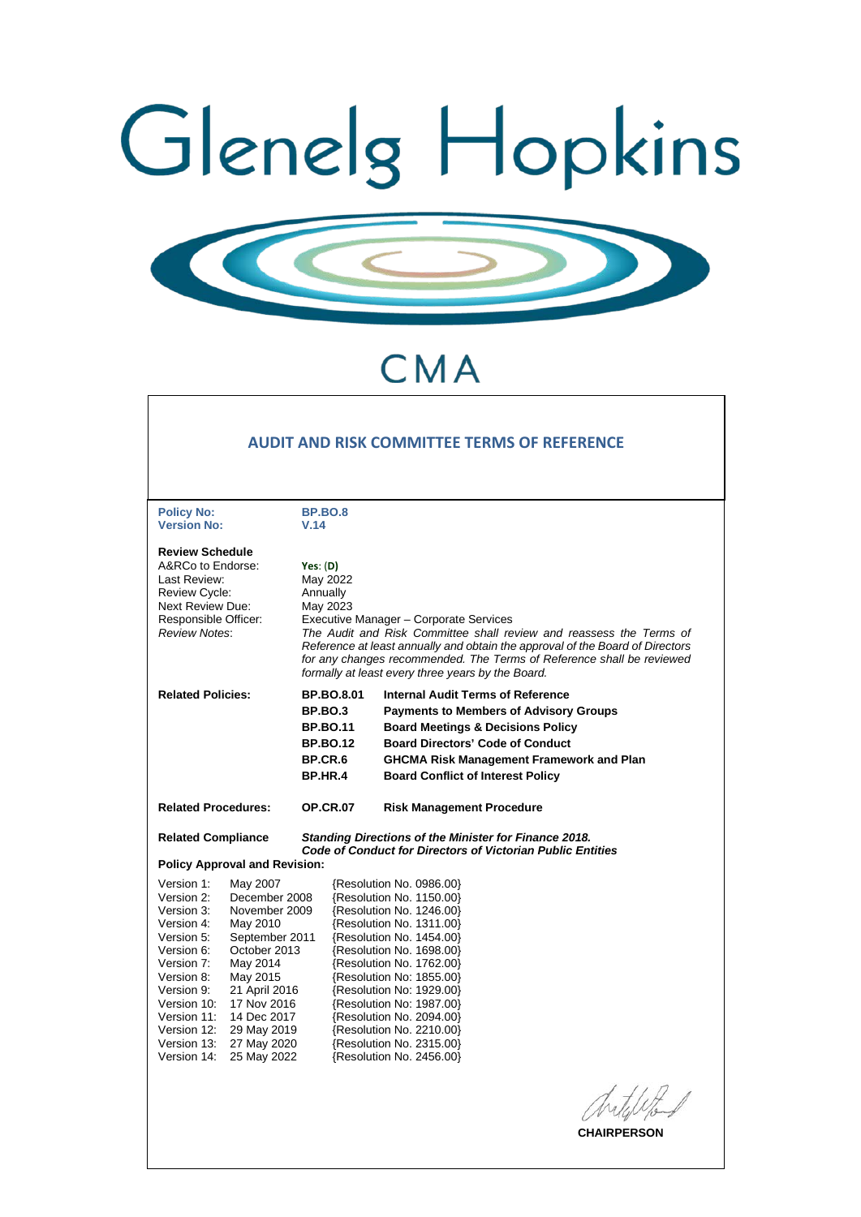# Glenelg Hopkins

# CMA

## AUDIT AND RISK COMMITTEE TERMS OF REFERENCE

**Policy No:** BP.BO.8
**Version No:** V.14

**Review Schedule**

| | |
|---|---|
| A&RCo to Endorse: | Yes: (D) |
| Last Review: | May 2022 |
| Review Cycle: | Annually |
| Next Review Due: | May 2023 |
| Responsible Officer: | Executive Manager – Corporate Services |
| *Review Notes*: | *The Audit and Risk Committee shall review and reassess the Terms of Reference at least annually and obtain the approval of the Board of Directors for any changes recommended. The Terms of Reference shall be reviewed formally at least every three years by the Board.* |

**Related Policies:**

| | |
|---|---|
| **BP.BO.8.01** | **Internal Audit Terms of Reference** |
| **BP.BO.3** | **Payments to Members of Advisory Groups** |
| **BP.BO.11** | **Board Meetings & Decisions Policy** |
| **BP.BO.12** | **Board Directors' Code of Conduct** |
| **BP.CR.6** | **GHCMA Risk Management Framework and Plan** |
| **BP.HR.4** | **Board Conflict of Interest Policy** |

**Related Procedures:** **OP.CR.07** **Risk Management Procedure**

**Related Compliance** ***Standing Directions of the Minister for Finance 2018.***
***Code of Conduct for Directors of Victorian Public Entities***

**Policy Approval and Revision:**

| | | |
|---|---|---|
| Version 1: | May 2007 | {Resolution No. 0986.00} |
| Version 2: | December 2008 | {Resolution No. 1150.00} |
| Version 3: | November 2009 | {Resolution No. 1246.00} |
| Version 4: | May 2010 | {Resolution No. 1311.00} |
| Version 5: | September 2011 | {Resolution No. 1454.00} |
| Version 6: | October 2013 | {Resolution No. 1698.00} |
| Version 7: | May 2014 | {Resolution No. 1762.00} |
| Version 8: | May 2015 | {Resolution No: 1855.00} |
| Version 9: | 21 April 2016 | {Resolution No: 1929.00} |
| Version 10: | 17 Nov 2016 | {Resolution No: 1987.00} |
| Version 11: | 14 Dec 2017 | {Resolution No. 2094.00} |
| Version 12: | 29 May 2019 | {Resolution No. 2210.00} |
| Version 13: | 27 May 2020 | {Resolution No. 2315.00} |
| Version 14: | 25 May 2022 | {Resolution No. 2456.00} |

**CHAIRPERSON**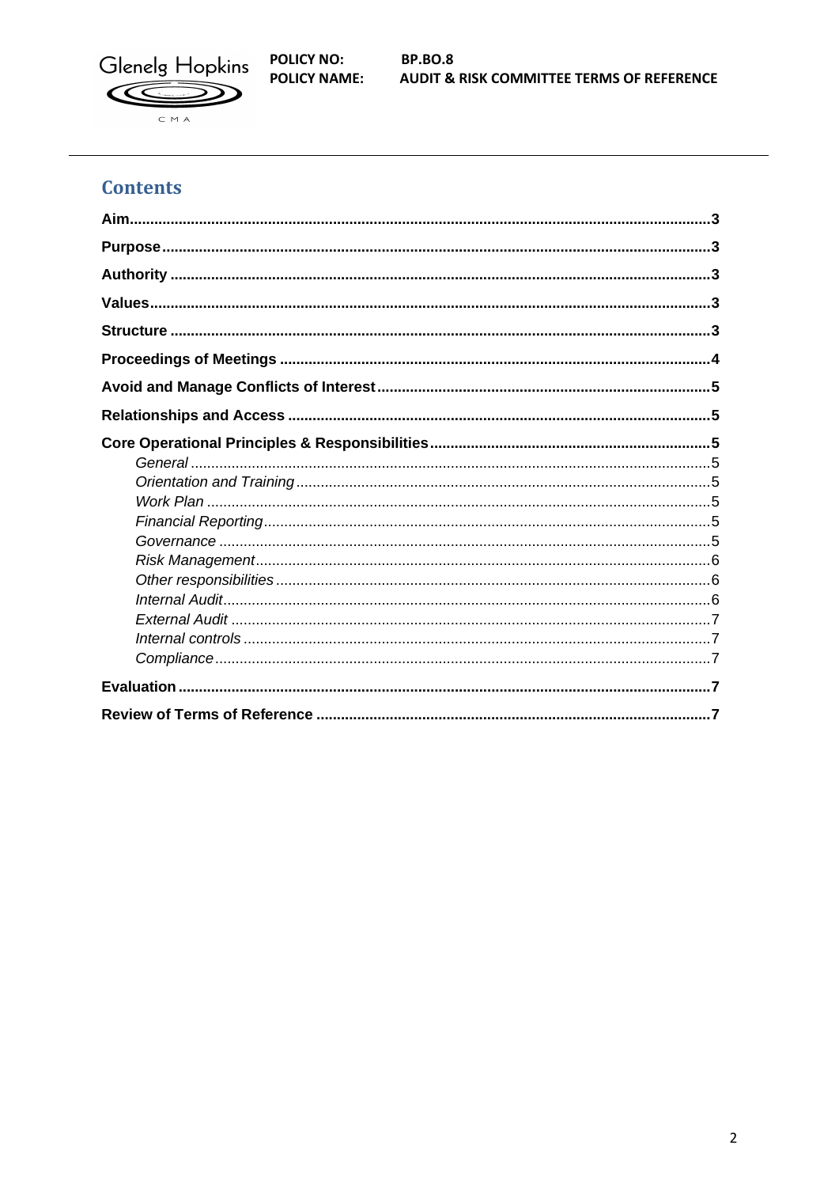## Contents

- **Aim** ... 3
- **Purpose** ... 3
- **Authority** ... 3
- **Values** ... 3
- **Structure** ... 3
- **Proceedings of Meetings** ... 4
- **Avoid and Manage Conflicts of Interest** ... 5
- **Relationships and Access** ... 5
- **Core Operational Principles & Responsibilities** ... 5
  - *General* ... 5
  - *Orientation and Training* ... 5
  - *Work Plan* ... 5
  - *Financial Reporting* ... 5
  - *Governance* ... 5
  - *Risk Management* ... 6
  - *Other responsibilities* ... 6
  - *Internal Audit* ... 6
  - *External Audit* ... 7
  - *Internal controls* ... 7
  - *Compliance* ... 7
- **Evaluation** ... 7
- **Review of Terms of Reference** ... 7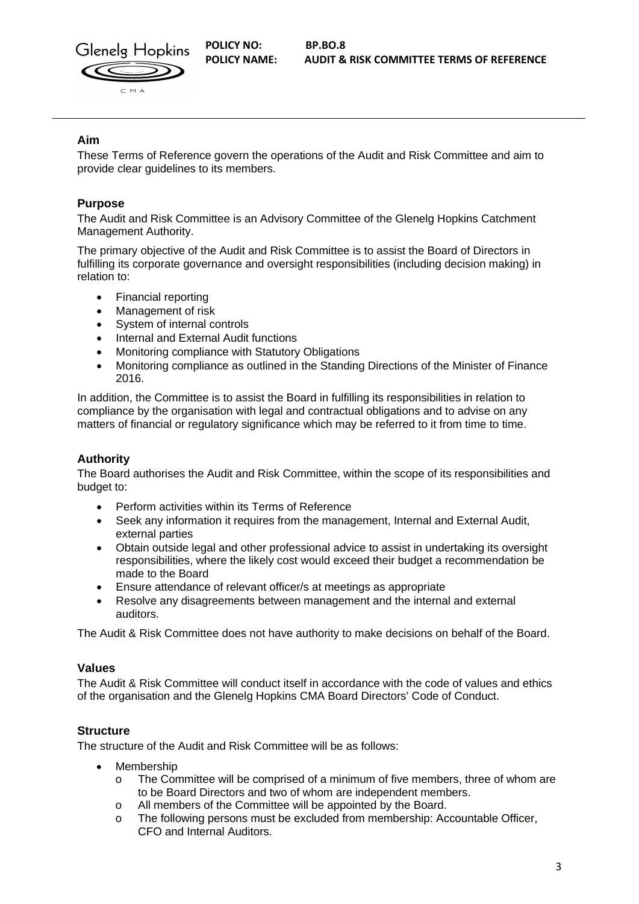## Aim

These Terms of Reference govern the operations of the Audit and Risk Committee and aim to provide clear guidelines to its members.

## Purpose

The Audit and Risk Committee is an Advisory Committee of the Glenelg Hopkins Catchment Management Authority.

The primary objective of the Audit and Risk Committee is to assist the Board of Directors in fulfilling its corporate governance and oversight responsibilities (including decision making) in relation to:

- Financial reporting
- Management of risk
- System of internal controls
- Internal and External Audit functions
- Monitoring compliance with Statutory Obligations
- Monitoring compliance as outlined in the Standing Directions of the Minister of Finance 2016.

In addition, the Committee is to assist the Board in fulfilling its responsibilities in relation to compliance by the organisation with legal and contractual obligations and to advise on any matters of financial or regulatory significance which may be referred to it from time to time.

## Authority

The Board authorises the Audit and Risk Committee, within the scope of its responsibilities and budget to:

- Perform activities within its Terms of Reference
- Seek any information it requires from the management, Internal and External Audit, external parties
- Obtain outside legal and other professional advice to assist in undertaking its oversight responsibilities, where the likely cost would exceed their budget a recommendation be made to the Board
- Ensure attendance of relevant officer/s at meetings as appropriate
- Resolve any disagreements between management and the internal and external auditors.

The Audit & Risk Committee does not have authority to make decisions on behalf of the Board.

## Values

The Audit & Risk Committee will conduct itself in accordance with the code of values and ethics of the organisation and the Glenelg Hopkins CMA Board Directors' Code of Conduct.

## Structure

The structure of the Audit and Risk Committee will be as follows:

- Membership
    - The Committee will be comprised of a minimum of five members, three of whom are to be Board Directors and two of whom are independent members.
    - All members of the Committee will be appointed by the Board.
    - The following persons must be excluded from membership: Accountable Officer, CFO and Internal Auditors.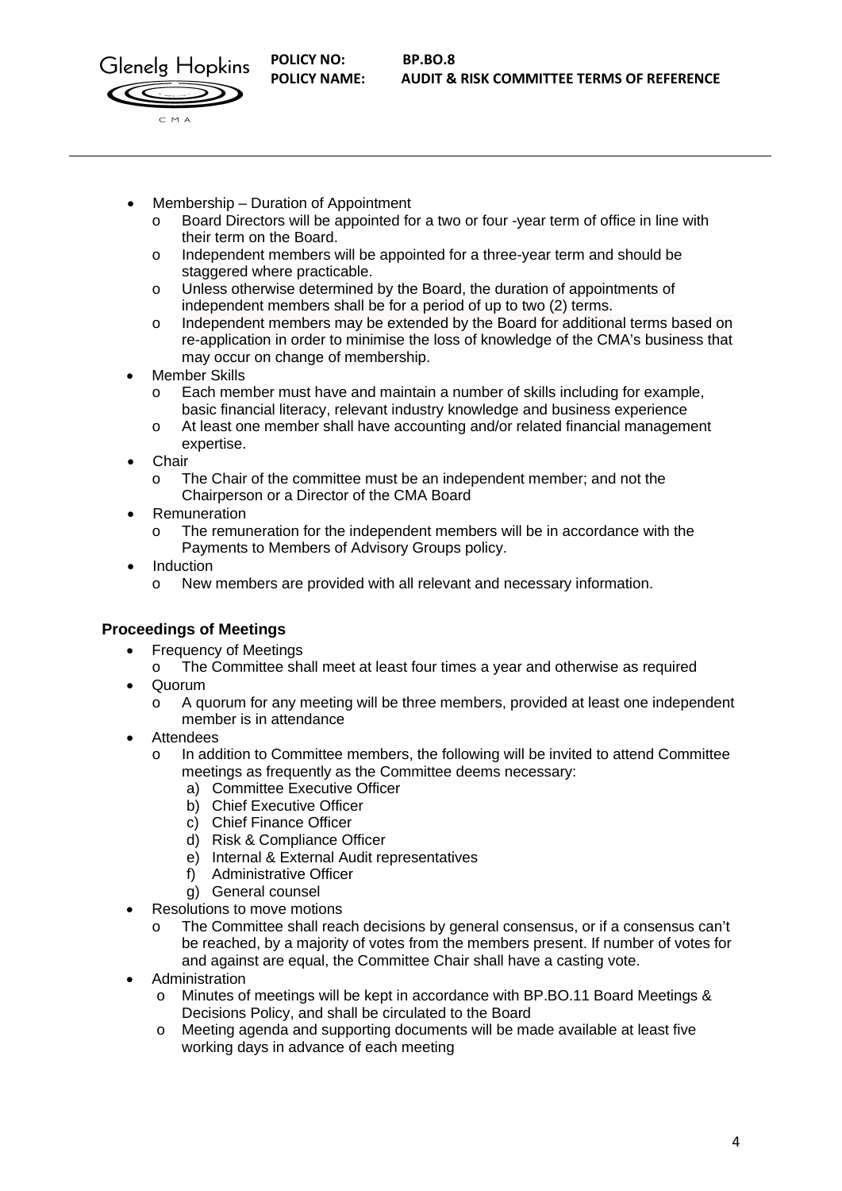- Membership – Duration of Appointment
  - Board Directors will be appointed for a two or four -year term of office in line with their term on the Board.
  - Independent members will be appointed for a three-year term and should be staggered where practicable.
  - Unless otherwise determined by the Board, the duration of appointments of independent members shall be for a period of up to two (2) terms.
  - Independent members may be extended by the Board for additional terms based on re-application in order to minimise the loss of knowledge of the CMA's business that may occur on change of membership.
- Member Skills
  - Each member must have and maintain a number of skills including for example, basic financial literacy, relevant industry knowledge and business experience
  - At least one member shall have accounting and/or related financial management expertise.
- Chair
  - The Chair of the committee must be an independent member; and not the Chairperson or a Director of the CMA Board
- Remuneration
  - The remuneration for the independent members will be in accordance with the Payments to Members of Advisory Groups policy.
- Induction
  - New members are provided with all relevant and necessary information.

### Proceedings of Meetings

- Frequency of Meetings
  - The Committee shall meet at least four times a year and otherwise as required
- Quorum
  - A quorum for any meeting will be three members, provided at least one independent member is in attendance
- Attendees
  - In addition to Committee members, the following will be invited to attend Committee meetings as frequently as the Committee deems necessary:
    a) Committee Executive Officer
    b) Chief Executive Officer
    c) Chief Finance Officer
    d) Risk & Compliance Officer
    e) Internal & External Audit representatives
    f) Administrative Officer
    g) General counsel
- Resolutions to move motions
  - The Committee shall reach decisions by general consensus, or if a consensus can't be reached, by a majority of votes from the members present. If number of votes for and against are equal, the Committee Chair shall have a casting vote.
- Administration
  - Minutes of meetings will be kept in accordance with BP.BO.11 Board Meetings & Decisions Policy, and shall be circulated to the Board
  - Meeting agenda and supporting documents will be made available at least five working days in advance of each meeting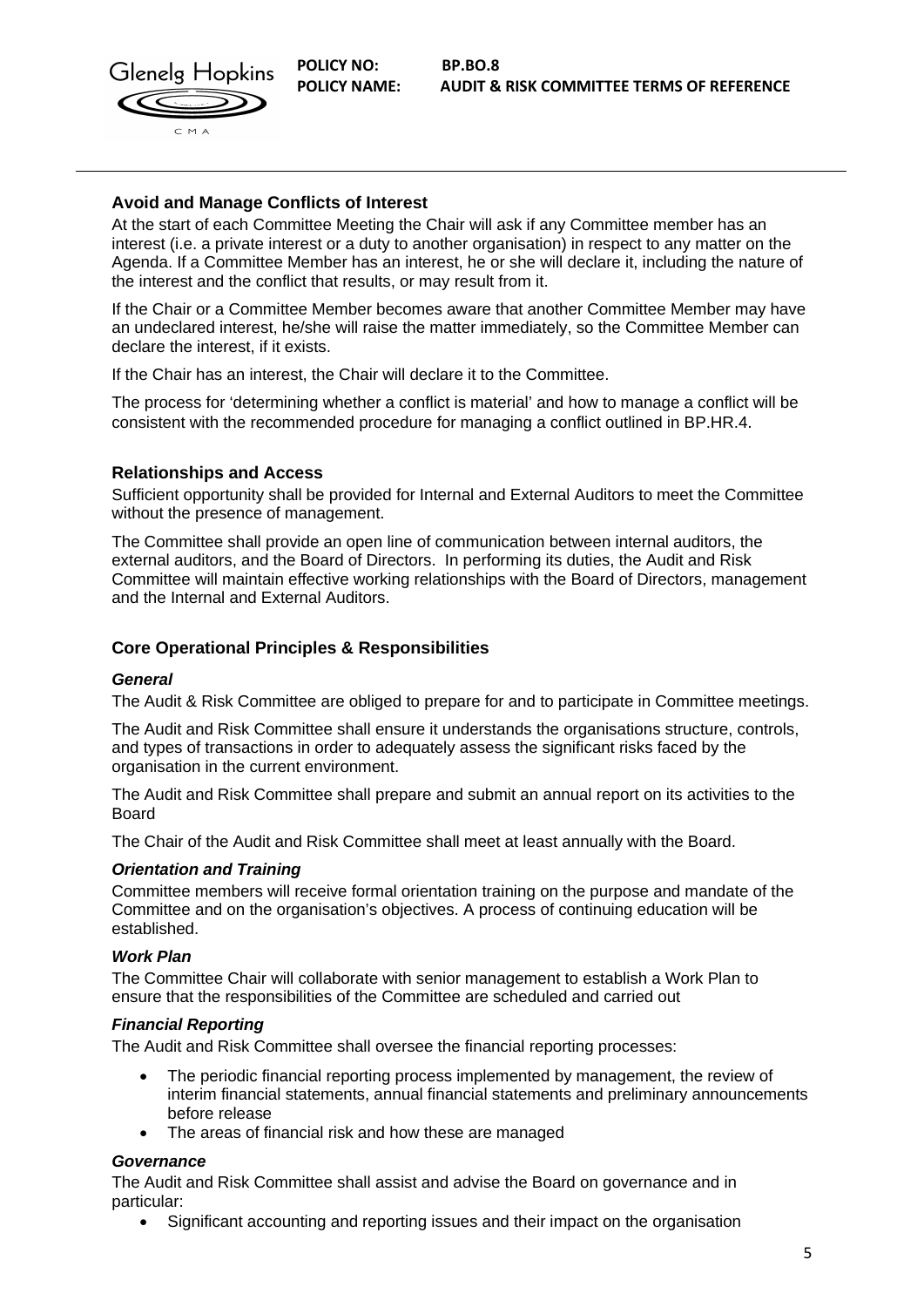### Avoid and Manage Conflicts of Interest

At the start of each Committee Meeting the Chair will ask if any Committee member has an interest (i.e. a private interest or a duty to another organisation) in respect to any matter on the Agenda. If a Committee Member has an interest, he or she will declare it, including the nature of the interest and the conflict that results, or may result from it.

If the Chair or a Committee Member becomes aware that another Committee Member may have an undeclared interest, he/she will raise the matter immediately, so the Committee Member can declare the interest, if it exists.

If the Chair has an interest, the Chair will declare it to the Committee.

The process for 'determining whether a conflict is material' and how to manage a conflict will be consistent with the recommended procedure for managing a conflict outlined in BP.HR.4.

### Relationships and Access

Sufficient opportunity shall be provided for Internal and External Auditors to meet the Committee without the presence of management.

The Committee shall provide an open line of communication between internal auditors, the external auditors, and the Board of Directors. In performing its duties, the Audit and Risk Committee will maintain effective working relationships with the Board of Directors, management and the Internal and External Auditors.

### Core Operational Principles & Responsibilities

#### *General*

The Audit & Risk Committee are obliged to prepare for and to participate in Committee meetings.

The Audit and Risk Committee shall ensure it understands the organisations structure, controls, and types of transactions in order to adequately assess the significant risks faced by the organisation in the current environment.

The Audit and Risk Committee shall prepare and submit an annual report on its activities to the Board

The Chair of the Audit and Risk Committee shall meet at least annually with the Board.

#### *Orientation and Training*

Committee members will receive formal orientation training on the purpose and mandate of the Committee and on the organisation's objectives. A process of continuing education will be established.

#### *Work Plan*

The Committee Chair will collaborate with senior management to establish a Work Plan to ensure that the responsibilities of the Committee are scheduled and carried out

#### *Financial Reporting*

The Audit and Risk Committee shall oversee the financial reporting processes:

- The periodic financial reporting process implemented by management, the review of interim financial statements, annual financial statements and preliminary announcements before release
- The areas of financial risk and how these are managed

#### *Governance*

The Audit and Risk Committee shall assist and advise the Board on governance and in particular:

- Significant accounting and reporting issues and their impact on the organisation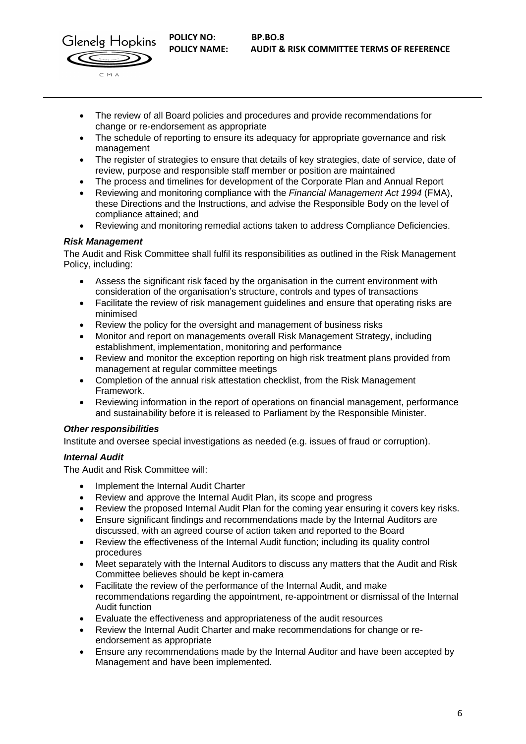- The review of all Board policies and procedures and provide recommendations for change or re-endorsement as appropriate
- The schedule of reporting to ensure its adequacy for appropriate governance and risk management
- The register of strategies to ensure that details of key strategies, date of service, date of review, purpose and responsible staff member or position are maintained
- The process and timelines for development of the Corporate Plan and Annual Report
- Reviewing and monitoring compliance with the *Financial Management Act 1994* (FMA), these Directions and the Instructions, and advise the Responsible Body on the level of compliance attained; and
- Reviewing and monitoring remedial actions taken to address Compliance Deficiencies.

***Risk Management***

The Audit and Risk Committee shall fulfil its responsibilities as outlined in the Risk Management Policy, including:

- Assess the significant risk faced by the organisation in the current environment with consideration of the organisation's structure, controls and types of transactions
- Facilitate the review of risk management guidelines and ensure that operating risks are minimised
- Review the policy for the oversight and management of business risks
- Monitor and report on managements overall Risk Management Strategy, including establishment, implementation, monitoring and performance
- Review and monitor the exception reporting on high risk treatment plans provided from management at regular committee meetings
- Completion of the annual risk attestation checklist, from the Risk Management Framework.
- Reviewing information in the report of operations on financial management, performance and sustainability before it is released to Parliament by the Responsible Minister.

***Other responsibilities***

Institute and oversee special investigations as needed (e.g. issues of fraud or corruption).

***Internal Audit***

The Audit and Risk Committee will:

- Implement the Internal Audit Charter
- Review and approve the Internal Audit Plan, its scope and progress
- Review the proposed Internal Audit Plan for the coming year ensuring it covers key risks.
- Ensure significant findings and recommendations made by the Internal Auditors are discussed, with an agreed course of action taken and reported to the Board
- Review the effectiveness of the Internal Audit function; including its quality control procedures
- Meet separately with the Internal Auditors to discuss any matters that the Audit and Risk Committee believes should be kept in-camera
- Facilitate the review of the performance of the Internal Audit, and make recommendations regarding the appointment, re-appointment or dismissal of the Internal Audit function
- Evaluate the effectiveness and appropriateness of the audit resources
- Review the Internal Audit Charter and make recommendations for change or re-endorsement as appropriate
- Ensure any recommendations made by the Internal Auditor and have been accepted by Management and have been implemented.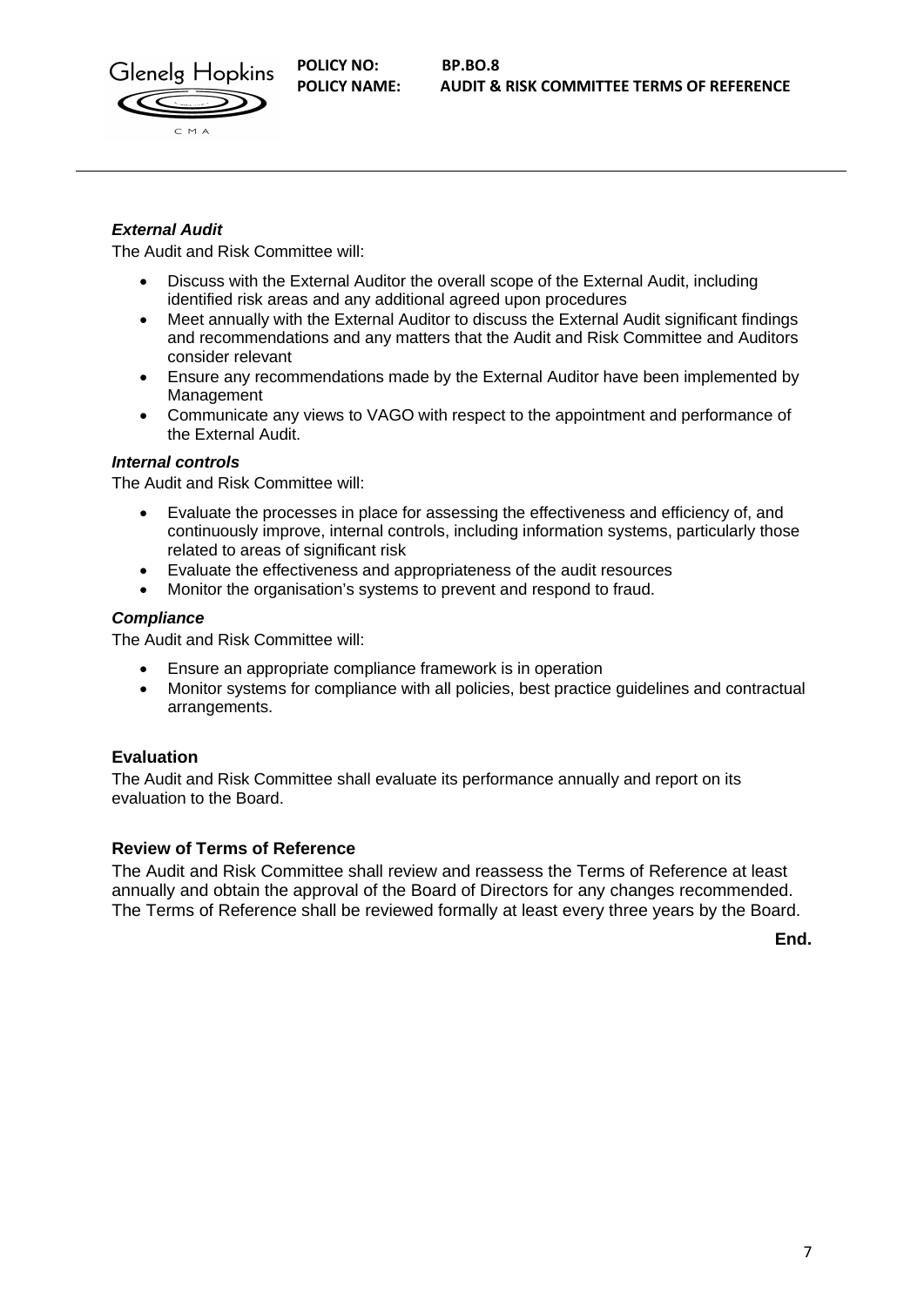***External Audit***

The Audit and Risk Committee will:

- Discuss with the External Auditor the overall scope of the External Audit, including identified risk areas and any additional agreed upon procedures
- Meet annually with the External Auditor to discuss the External Audit significant findings and recommendations and any matters that the Audit and Risk Committee and Auditors consider relevant
- Ensure any recommendations made by the External Auditor have been implemented by Management
- Communicate any views to VAGO with respect to the appointment and performance of the External Audit.

***Internal controls***

The Audit and Risk Committee will:

- Evaluate the processes in place for assessing the effectiveness and efficiency of, and continuously improve, internal controls, including information systems, particularly those related to areas of significant risk
- Evaluate the effectiveness and appropriateness of the audit resources
- Monitor the organisation's systems to prevent and respond to fraud.

***Compliance***

The Audit and Risk Committee will:

- Ensure an appropriate compliance framework is in operation
- Monitor systems for compliance with all policies, best practice guidelines and contractual arrangements.

## Evaluation

The Audit and Risk Committee shall evaluate its performance annually and report on its evaluation to the Board.

## Review of Terms of Reference

The Audit and Risk Committee shall review and reassess the Terms of Reference at least annually and obtain the approval of the Board of Directors for any changes recommended. The Terms of Reference shall be reviewed formally at least every three years by the Board.

**End.**